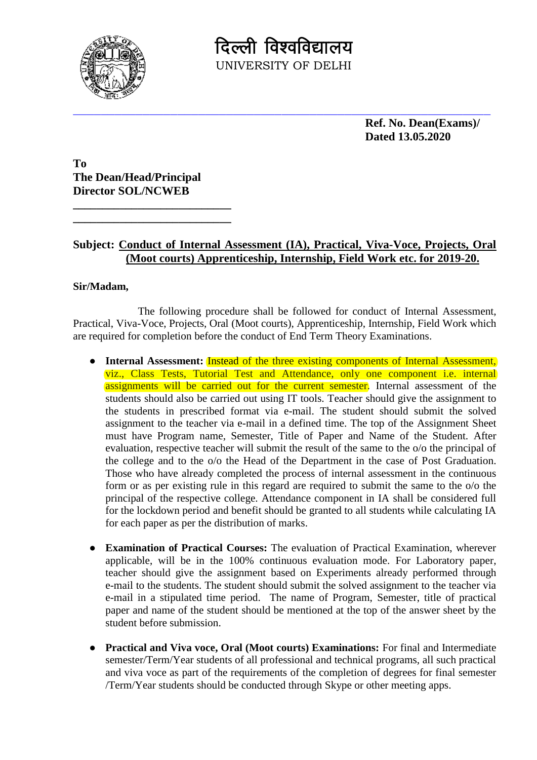# दिल्ली विश्वविद्यालय
UNIVERSITY OF DELHI

**Ref. No. Dean(Exams)/**
**Dated 13.05.2020**

**To**
**The Dean/Head/Principal**
**Director SOL/NCWEB**

**Subject: Conduct of Internal Assessment (IA), Practical, Viva-Voce, Projects, Oral (Moot courts) Apprenticeship, Internship, Field Work etc. for 2019-20.**

**Sir/Madam,**

The following procedure shall be followed for conduct of Internal Assessment, Practical, Viva-Voce, Projects, Oral (Moot courts), Apprenticeship, Internship, Field Work which are required for completion before the conduct of End Term Theory Examinations.

- **Internal Assessment:** Instead of the three existing components of Internal Assessment, viz., Class Tests, Tutorial Test and Attendance, only one component i.e. internal assignments will be carried out for the current semester. Internal assessment of the students should also be carried out using IT tools. Teacher should give the assignment to the students in prescribed format via e-mail. The student should submit the solved assignment to the teacher via e-mail in a defined time. The top of the Assignment Sheet must have Program name, Semester, Title of Paper and Name of the Student. After evaluation, respective teacher will submit the result of the same to the o/o the principal of the college and to the o/o the Head of the Department in the case of Post Graduation. Those who have already completed the process of internal assessment in the continuous form or as per existing rule in this regard are required to submit the same to the o/o the principal of the respective college. Attendance component in IA shall be considered full for the lockdown period and benefit should be granted to all students while calculating IA for each paper as per the distribution of marks.

- **Examination of Practical Courses:** The evaluation of Practical Examination, wherever applicable, will be in the 100% continuous evaluation mode. For Laboratory paper, teacher should give the assignment based on Experiments already performed through e-mail to the students. The student should submit the solved assignment to the teacher via e-mail in a stipulated time period. The name of Program, Semester, title of practical paper and name of the student should be mentioned at the top of the answer sheet by the student before submission.

- **Practical and Viva voce, Oral (Moot courts) Examinations:** For final and Intermediate semester/Term/Year students of all professional and technical programs, all such practical and viva voce as part of the requirements of the completion of degrees for final semester /Term/Year students should be conducted through Skype or other meeting apps.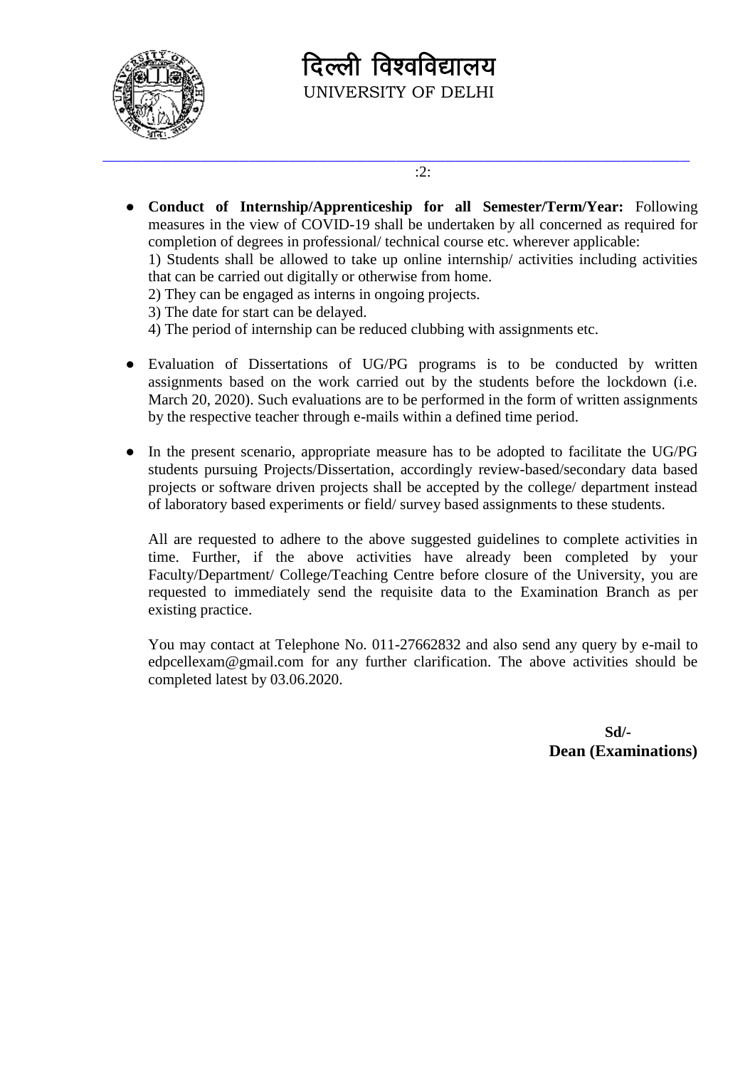- **Conduct of Internship/Apprenticeship for all Semester/Term/Year:** Following measures in the view of COVID-19 shall be undertaken by all concerned as required for completion of degrees in professional/ technical course etc. wherever applicable:
  1) Students shall be allowed to take up online internship/ activities including activities that can be carried out digitally or otherwise from home.
  2) They can be engaged as interns in ongoing projects.
  3) The date for start can be delayed.
  4) The period of internship can be reduced clubbing with assignments etc.

- Evaluation of Dissertations of UG/PG programs is to be conducted by written assignments based on the work carried out by the students before the lockdown (i.e. March 20, 2020). Such evaluations are to be performed in the form of written assignments by the respective teacher through e-mails within a defined time period.

- In the present scenario, appropriate measure has to be adopted to facilitate the UG/PG students pursuing Projects/Dissertation, accordingly review-based/secondary data based projects or software driven projects shall be accepted by the college/ department instead of laboratory based experiments or field/ survey based assignments to these students.

All are requested to adhere to the above suggested guidelines to complete activities in time. Further, if the above activities have already been completed by your Faculty/Department/ College/Teaching Centre before closure of the University, you are requested to immediately send the requisite data to the Examination Branch as per existing practice.

You may contact at Telephone No. 011-27662832 and also send any query by e-mail to edpcellexam@gmail.com for any further clarification. The above activities should be completed latest by 03.06.2020.

**Sd/-**
**Dean (Examinations)**